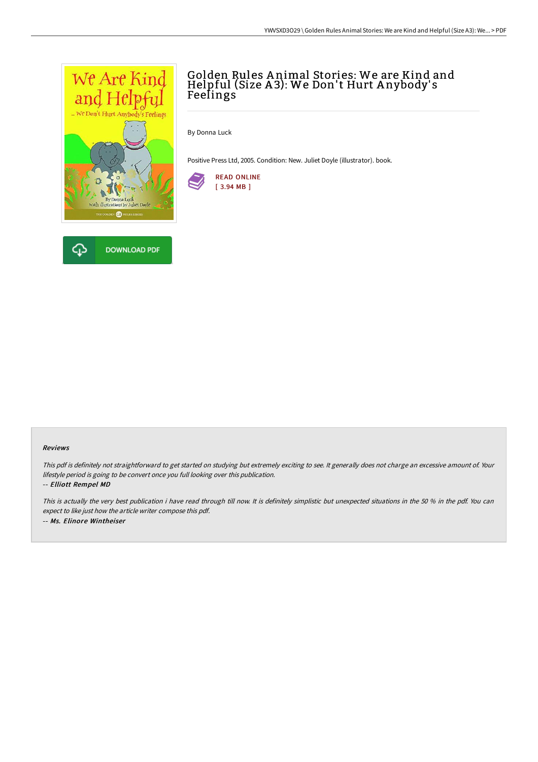# Golden Rules Animal Stories: We are Kind and Helpful (Size A3): We Don't Hurt Anybody's Feelings

By Donna Luck

Positive Press Ltd, 2005. Condition: New. Juliet Doyle (illustrator). book.

READ ONLINE
[ 3.94 MB ]

DOWNLOAD PDF

### Reviews

*This pdf is definitely not straightforward to get started on studying but extremely exciting to see. It generally does not charge an excessive amount of. Your lifestyle period is going to be convert once you full looking over this publication.*

*-- Elliott Rempel MD*

*This is actually the very best publication i have read through till now. It is definitely simplistic but unexpected situations in the 50 % in the pdf. You can expect to like just how the article writer compose this pdf.*

*-- Ms. Elinore Wintheiser*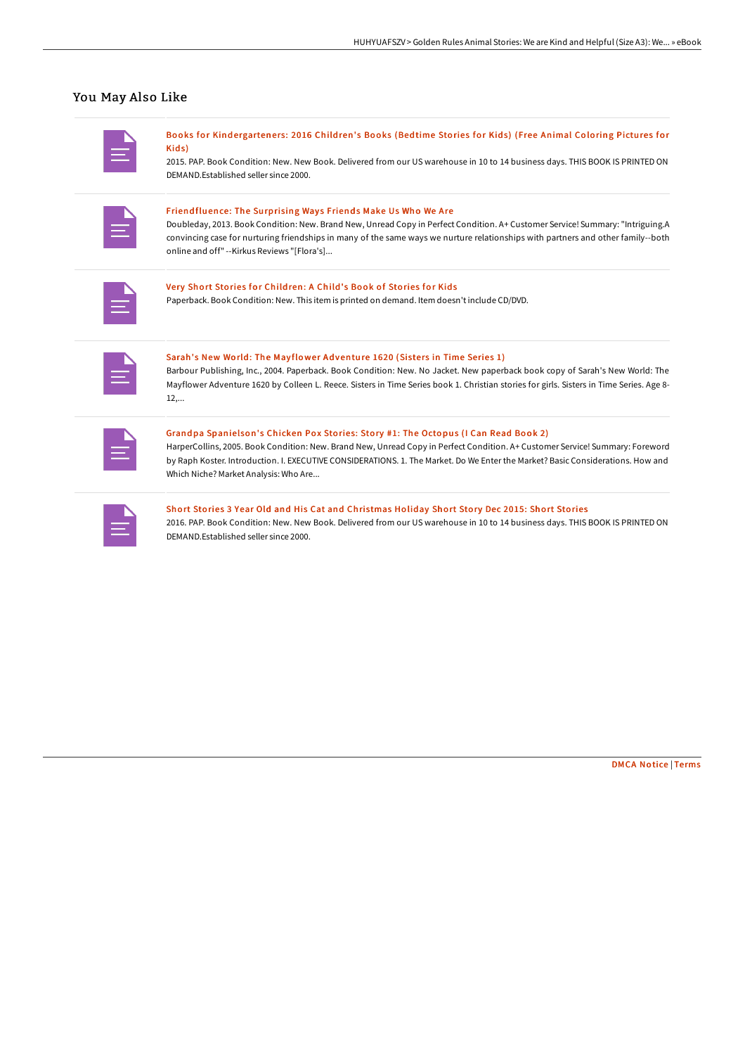## You May Also Like

**Books for Kindergarteners: 2016 Children's Books (Bedtime Stories for Kids) (Free Animal Coloring Pictures for Kids)**

2015. PAP. Book Condition: New. New Book. Delivered from our US warehouse in 10 to 14 business days. THIS BOOK IS PRINTED ON DEMAND.Established seller since 2000.

**Friendfluence: The Surprising Ways Friends Make Us Who We Are**

Doubleday, 2013. Book Condition: New. Brand New, Unread Copy in Perfect Condition. A+ Customer Service! Summary: "Intriguing.A convincing case for nurturing friendships in many of the same ways we nurture relationships with partners and other family--both online and off" --Kirkus Reviews "[Flora's]...

**Very Short Stories for Children: A Child's Book of Stories for Kids**

Paperback. Book Condition: New. This item is printed on demand. Item doesn't include CD/DVD.

**Sarah's New World: The Mayflower Adventure 1620 (Sisters in Time Series 1)**

Barbour Publishing, Inc., 2004. Paperback. Book Condition: New. No Jacket. New paperback book copy of Sarah's New World: The Mayflower Adventure 1620 by Colleen L. Reece. Sisters in Time Series book 1. Christian stories for girls. Sisters in Time Series. Age 8-12,...

**Grandpa Spanielson's Chicken Pox Stories: Story #1: The Octopus (I Can Read Book 2)**

HarperCollins, 2005. Book Condition: New. Brand New, Unread Copy in Perfect Condition. A+ Customer Service! Summary: Foreword by Raph Koster. Introduction. I. EXECUTIVE CONSIDERATIONS. 1. The Market. Do We Enter the Market? Basic Considerations. How and Which Niche? Market Analysis: Who Are...

**Short Stories 3 Year Old and His Cat and Christmas Holiday Short Story Dec 2015: Short Stories**

2016. PAP. Book Condition: New. New Book. Delivered from our US warehouse in 10 to 14 business days. THIS BOOK IS PRINTED ON DEMAND.Established seller since 2000.